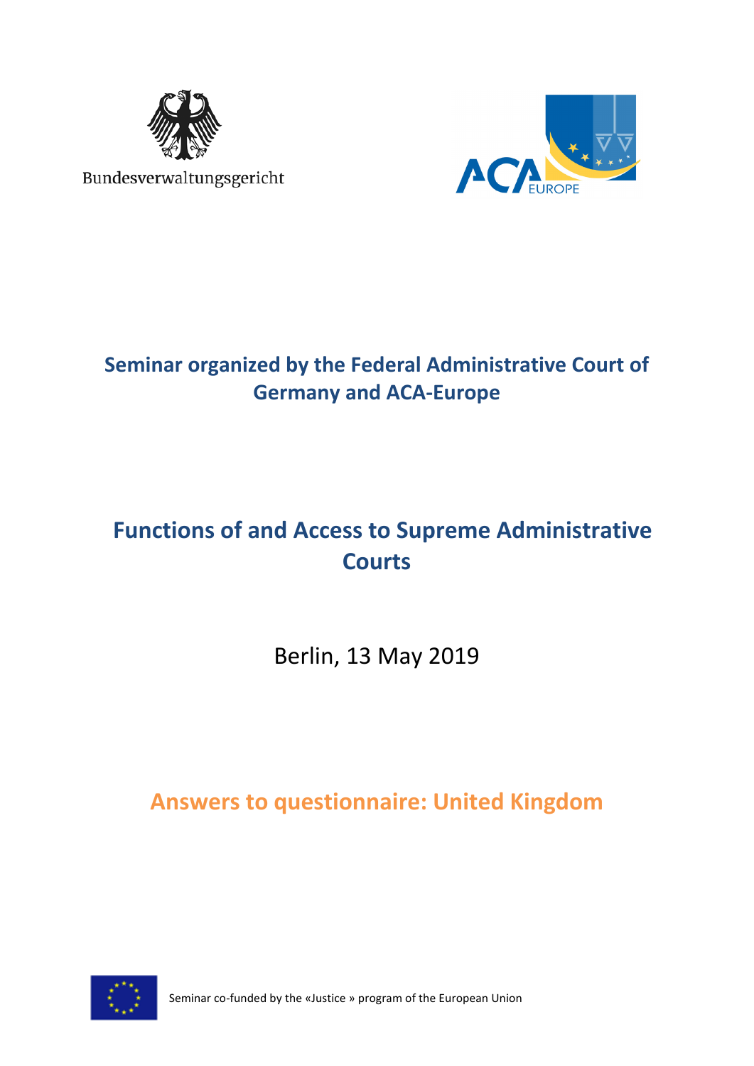Bundesverwaltungsgericht

ACA EUROPE

## Seminar organized by the Federal Administrative Court of Germany and ACA-Europe

# Functions of and Access to Supreme Administrative Courts

Berlin, 13 May 2019

## Answers to questionnaire: United Kingdom

Seminar co-funded by the «Justice » program of the European Union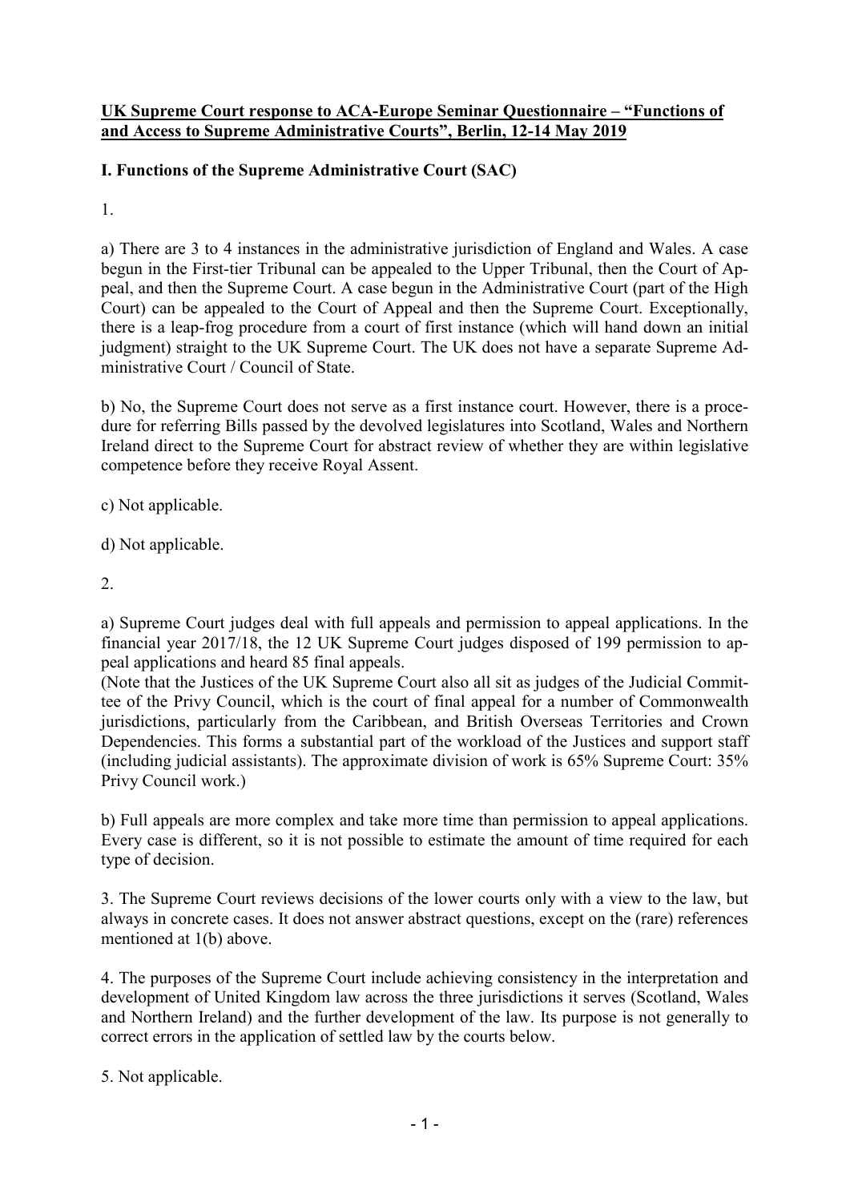**UK Supreme Court response to ACA-Europe Seminar Questionnaire – "Functions of and Access to Supreme Administrative Courts", Berlin, 12-14 May 2019**

**I. Functions of the Supreme Administrative Court (SAC)**

1.

a) There are 3 to 4 instances in the administrative jurisdiction of England and Wales. A case begun in the First-tier Tribunal can be appealed to the Upper Tribunal, then the Court of Appeal, and then the Supreme Court. A case begun in the Administrative Court (part of the High Court) can be appealed to the Court of Appeal and then the Supreme Court. Exceptionally, there is a leap-frog procedure from a court of first instance (which will hand down an initial judgment) straight to the UK Supreme Court. The UK does not have a separate Supreme Administrative Court / Council of State.

b) No, the Supreme Court does not serve as a first instance court. However, there is a procedure for referring Bills passed by the devolved legislatures into Scotland, Wales and Northern Ireland direct to the Supreme Court for abstract review of whether they are within legislative competence before they receive Royal Assent.

c) Not applicable.

d) Not applicable.

2.

a) Supreme Court judges deal with full appeals and permission to appeal applications. In the financial year 2017/18, the 12 UK Supreme Court judges disposed of 199 permission to appeal applications and heard 85 final appeals.
(Note that the Justices of the UK Supreme Court also all sit as judges of the Judicial Committee of the Privy Council, which is the court of final appeal for a number of Commonwealth jurisdictions, particularly from the Caribbean, and British Overseas Territories and Crown Dependencies. This forms a substantial part of the workload of the Justices and support staff (including judicial assistants). The approximate division of work is 65% Supreme Court: 35% Privy Council work.)

b) Full appeals are more complex and take more time than permission to appeal applications. Every case is different, so it is not possible to estimate the amount of time required for each type of decision.

3. The Supreme Court reviews decisions of the lower courts only with a view to the law, but always in concrete cases. It does not answer abstract questions, except on the (rare) references mentioned at 1(b) above.

4. The purposes of the Supreme Court include achieving consistency in the interpretation and development of United Kingdom law across the three jurisdictions it serves (Scotland, Wales and Northern Ireland) and the further development of the law. Its purpose is not generally to correct errors in the application of settled law by the courts below.

5. Not applicable.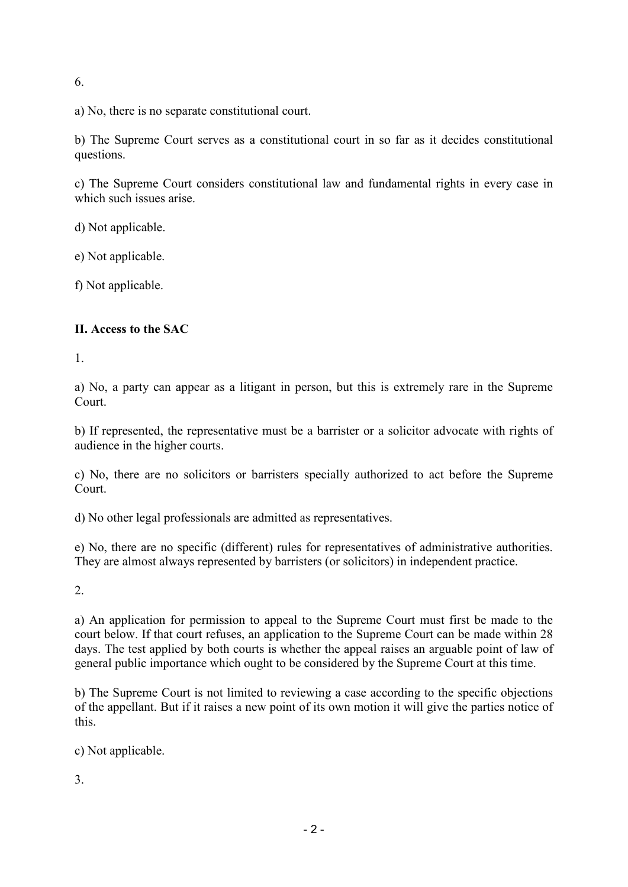6.

a) No, there is no separate constitutional court.

b) The Supreme Court serves as a constitutional court in so far as it decides constitutional questions.

c) The Supreme Court considers constitutional law and fundamental rights in every case in which such issues arise.

d) Not applicable.

e) Not applicable.

f) Not applicable.

## II. Access to the SAC

1.

a) No, a party can appear as a litigant in person, but this is extremely rare in the Supreme Court.

b) If represented, the representative must be a barrister or a solicitor advocate with rights of audience in the higher courts.

c) No, there are no solicitors or barristers specially authorized to act before the Supreme Court.

d) No other legal professionals are admitted as representatives.

e) No, there are no specific (different) rules for representatives of administrative authorities. They are almost always represented by barristers (or solicitors) in independent practice.

2.

a) An application for permission to appeal to the Supreme Court must first be made to the court below. If that court refuses, an application to the Supreme Court can be made within 28 days. The test applied by both courts is whether the appeal raises an arguable point of law of general public importance which ought to be considered by the Supreme Court at this time.

b) The Supreme Court is not limited to reviewing a case according to the specific objections of the appellant. But if it raises a new point of its own motion it will give the parties notice of this.

c) Not applicable.

3.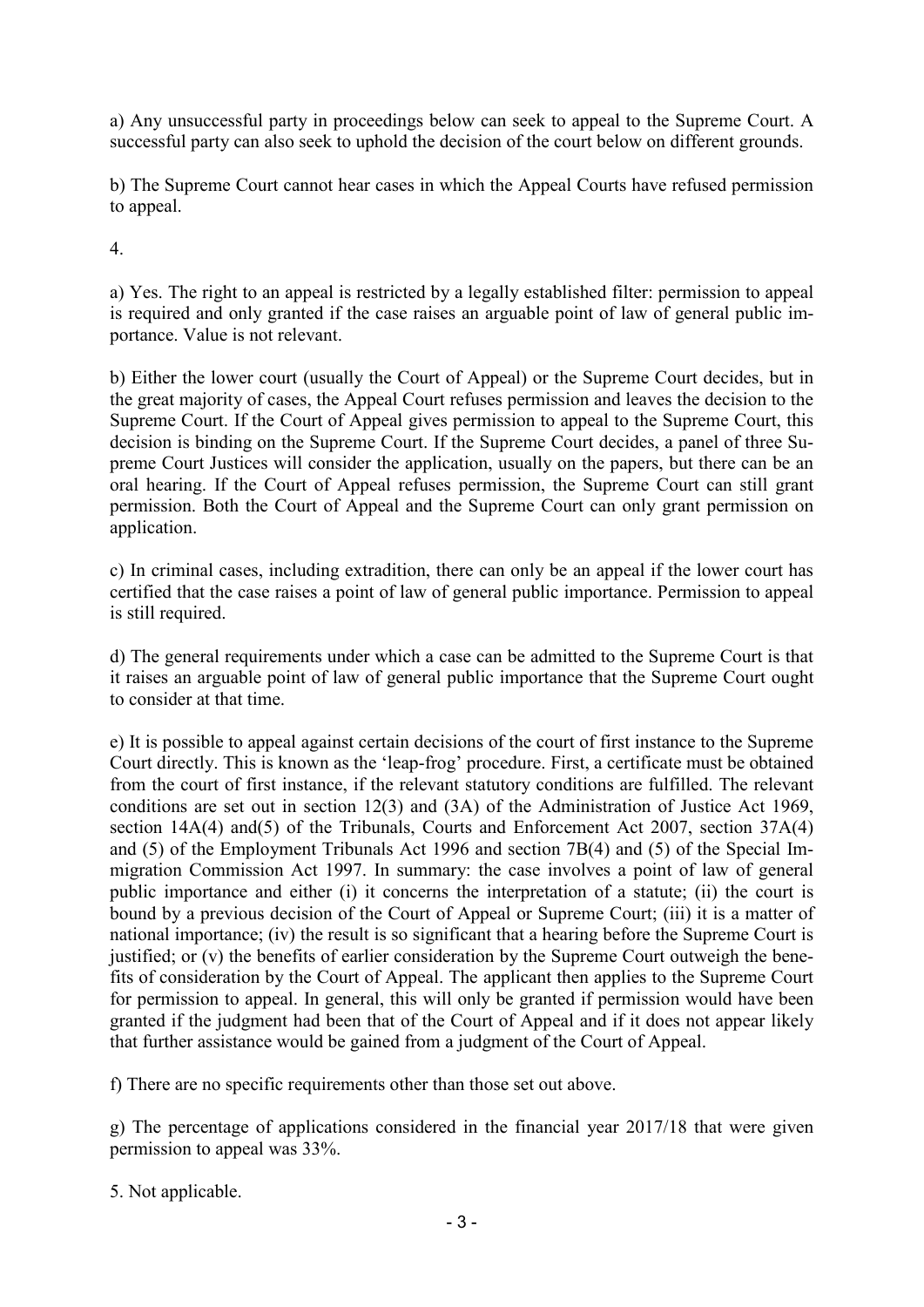a) Any unsuccessful party in proceedings below can seek to appeal to the Supreme Court. A successful party can also seek to uphold the decision of the court below on different grounds.

b) The Supreme Court cannot hear cases in which the Appeal Courts have refused permission to appeal.

4.

a) Yes. The right to an appeal is restricted by a legally established filter: permission to appeal is required and only granted if the case raises an arguable point of law of general public importance. Value is not relevant.

b) Either the lower court (usually the Court of Appeal) or the Supreme Court decides, but in the great majority of cases, the Appeal Court refuses permission and leaves the decision to the Supreme Court. If the Court of Appeal gives permission to appeal to the Supreme Court, this decision is binding on the Supreme Court. If the Supreme Court decides, a panel of three Supreme Court Justices will consider the application, usually on the papers, but there can be an oral hearing. If the Court of Appeal refuses permission, the Supreme Court can still grant permission. Both the Court of Appeal and the Supreme Court can only grant permission on application.

c) In criminal cases, including extradition, there can only be an appeal if the lower court has certified that the case raises a point of law of general public importance. Permission to appeal is still required.

d) The general requirements under which a case can be admitted to the Supreme Court is that it raises an arguable point of law of general public importance that the Supreme Court ought to consider at that time.

e) It is possible to appeal against certain decisions of the court of first instance to the Supreme Court directly. This is known as the 'leap-frog' procedure. First, a certificate must be obtained from the court of first instance, if the relevant statutory conditions are fulfilled. The relevant conditions are set out in section 12(3) and (3A) of the Administration of Justice Act 1969, section 14A(4) and(5) of the Tribunals, Courts and Enforcement Act 2007, section 37A(4) and (5) of the Employment Tribunals Act 1996 and section 7B(4) and (5) of the Special Immigration Commission Act 1997. In summary: the case involves a point of law of general public importance and either (i) it concerns the interpretation of a statute; (ii) the court is bound by a previous decision of the Court of Appeal or Supreme Court; (iii) it is a matter of national importance; (iv) the result is so significant that a hearing before the Supreme Court is justified; or (v) the benefits of earlier consideration by the Supreme Court outweigh the benefits of consideration by the Court of Appeal. The applicant then applies to the Supreme Court for permission to appeal. In general, this will only be granted if permission would have been granted if the judgment had been that of the Court of Appeal and if it does not appear likely that further assistance would be gained from a judgment of the Court of Appeal.

f) There are no specific requirements other than those set out above.

g) The percentage of applications considered in the financial year 2017/18 that were given permission to appeal was 33%.

5. Not applicable.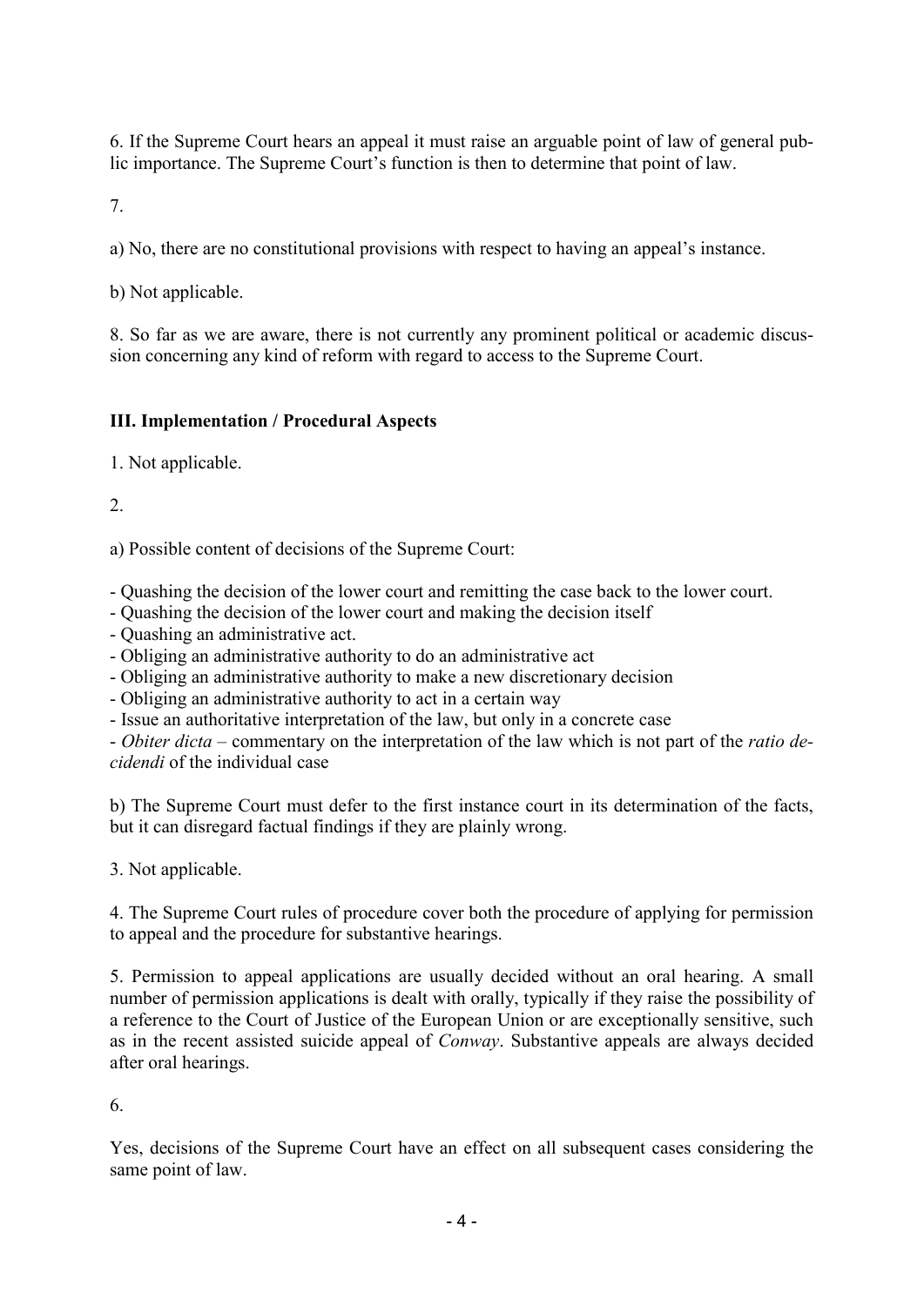6. If the Supreme Court hears an appeal it must raise an arguable point of law of general public importance. The Supreme Court's function is then to determine that point of law.

7.

a) No, there are no constitutional provisions with respect to having an appeal's instance.

b) Not applicable.

8. So far as we are aware, there is not currently any prominent political or academic discussion concerning any kind of reform with regard to access to the Supreme Court.

### III. Implementation / Procedural Aspects

1. Not applicable.

2.

a) Possible content of decisions of the Supreme Court:

- Quashing the decision of the lower court and remitting the case back to the lower court.
- Quashing the decision of the lower court and making the decision itself
- Quashing an administrative act.
- Obliging an administrative authority to do an administrative act
- Obliging an administrative authority to make a new discretionary decision
- Obliging an administrative authority to act in a certain way
- Issue an authoritative interpretation of the law, but only in a concrete case
- *Obiter dicta* – commentary on the interpretation of the law which is not part of the *ratio decidendi* of the individual case

b) The Supreme Court must defer to the first instance court in its determination of the facts, but it can disregard factual findings if they are plainly wrong.

3. Not applicable.

4. The Supreme Court rules of procedure cover both the procedure of applying for permission to appeal and the procedure for substantive hearings.

5. Permission to appeal applications are usually decided without an oral hearing. A small number of permission applications is dealt with orally, typically if they raise the possibility of a reference to the Court of Justice of the European Union or are exceptionally sensitive, such as in the recent assisted suicide appeal of *Conway*. Substantive appeals are always decided after oral hearings.

6.

Yes, decisions of the Supreme Court have an effect on all subsequent cases considering the same point of law.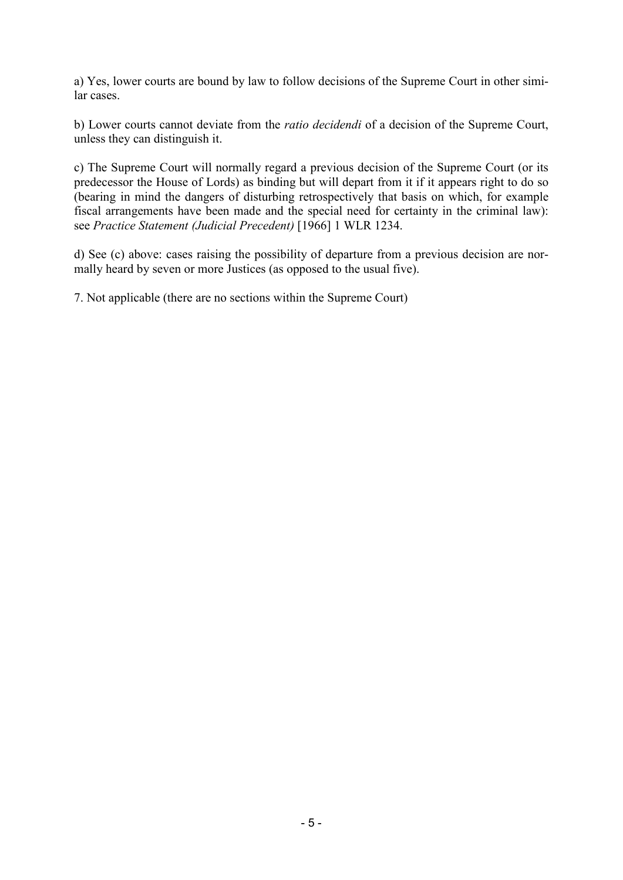a) Yes, lower courts are bound by law to follow decisions of the Supreme Court in other similar cases.

b) Lower courts cannot deviate from the *ratio decidendi* of a decision of the Supreme Court, unless they can distinguish it.

c) The Supreme Court will normally regard a previous decision of the Supreme Court (or its predecessor the House of Lords) as binding but will depart from it if it appears right to do so (bearing in mind the dangers of disturbing retrospectively that basis on which, for example fiscal arrangements have been made and the special need for certainty in the criminal law): see *Practice Statement (Judicial Precedent)* [1966] 1 WLR 1234.

d) See (c) above: cases raising the possibility of departure from a previous decision are normally heard by seven or more Justices (as opposed to the usual five).

7. Not applicable (there are no sections within the Supreme Court)